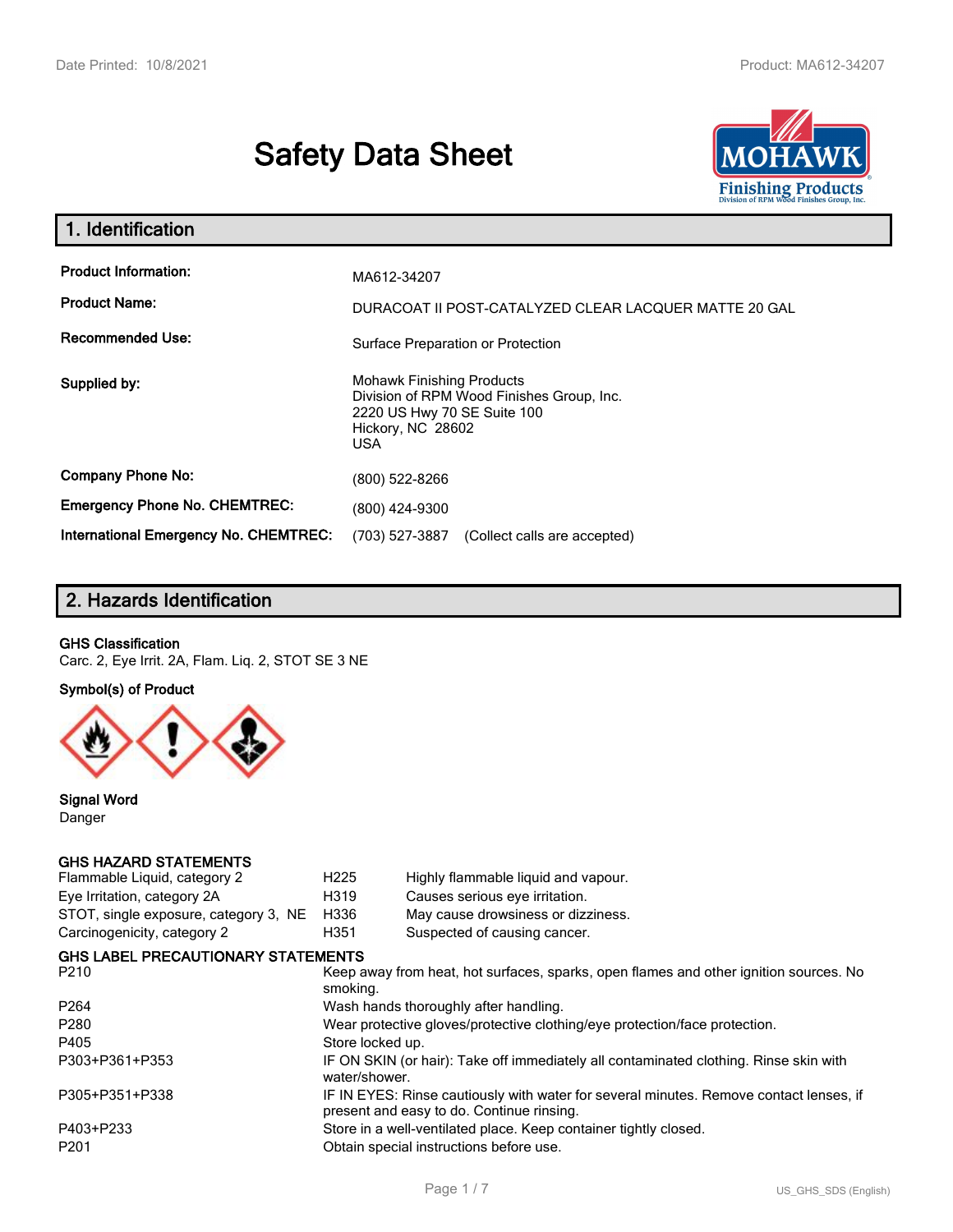# Safety Data Sheet

## 1. Identification

| | |
|---|---|
| **Product Information:** | MA612-34207 |
| **Product Name:** | DURACOAT II POST-CATALYZED CLEAR LACQUER MATTE 20 GAL |
| **Recommended Use:** | Surface Preparation or Protection |
| **Supplied by:** | Mohawk Finishing Products<br>Division of RPM Wood Finishes Group, Inc.<br>2220 US Hwy 70 SE Suite 100<br>Hickory, NC 28602<br>USA |
| **Company Phone No:** | (800) 522-8266 |
| **Emergency Phone No. CHEMTREC:** | (800) 424-9300 |
| **International Emergency No. CHEMTREC:** | (703) 527-3887 (Collect calls are accepted) |

## 2. Hazards Identification

**GHS Classification**

Carc. 2, Eye Irrit. 2A, Flam. Liq. 2, STOT SE 3 NE

**Symbol(s) of Product**

**Signal Word**

Danger

**GHS HAZARD STATEMENTS**

| | | |
|---|---|---|
| Flammable Liquid, category 2 | H225 | Highly flammable liquid and vapour. |
| Eye Irritation, category 2A | H319 | Causes serious eye irritation. |
| STOT, single exposure, category 3, NE | H336 | May cause drowsiness or dizziness. |
| Carcinogenicity, category 2 | H351 | Suspected of causing cancer. |

**GHS LABEL PRECAUTIONARY STATEMENTS**

| | |
|---|---|
| P210 | Keep away from heat, hot surfaces, sparks, open flames and other ignition sources. No smoking. |
| P264 | Wash hands thoroughly after handling. |
| P280 | Wear protective gloves/protective clothing/eye protection/face protection. |
| P405 | Store locked up. |
| P303+P361+P353 | IF ON SKIN (or hair): Take off immediately all contaminated clothing. Rinse skin with water/shower. |
| P305+P351+P338 | IF IN EYES: Rinse cautiously with water for several minutes. Remove contact lenses, if present and easy to do. Continue rinsing. |
| P403+P233 | Store in a well-ventilated place. Keep container tightly closed. |
| P201 | Obtain special instructions before use. |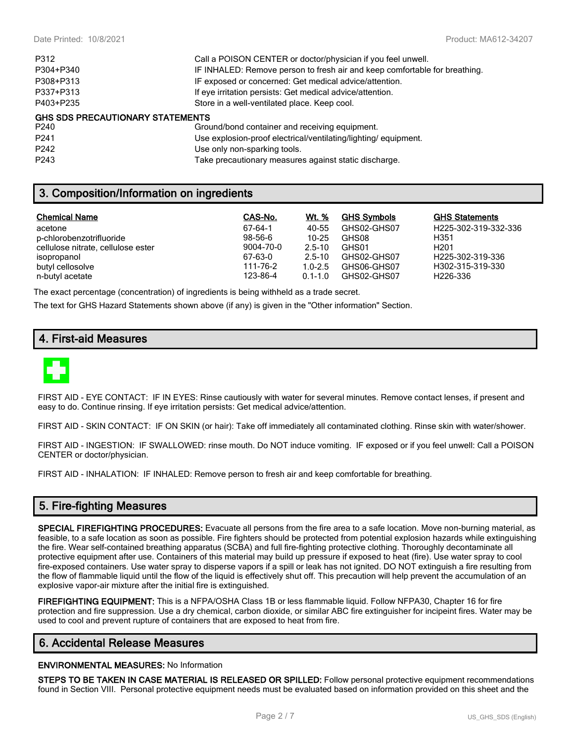| | |
|---|---|
| P312 | Call a POISON CENTER or doctor/physician if you feel unwell. |
| P304+P340 | IF INHALED: Remove person to fresh air and keep comfortable for breathing. |
| P308+P313 | IF exposed or concerned: Get medical advice/attention. |
| P337+P313 | If eye irritation persists: Get medical advice/attention. |
| P403+P235 | Store in a well-ventilated place. Keep cool. |

**GHS SDS PRECAUTIONARY STATEMENTS**

| | |
|---|---|
| P240 | Ground/bond container and receiving equipment. |
| P241 | Use explosion-proof electrical/ventilating/lighting/ equipment. |
| P242 | Use only non-sparking tools. |
| P243 | Take precautionary measures against static discharge. |

## 3. Composition/Information on ingredients

| Chemical Name | CAS-No. | Wt. % | GHS Symbols | GHS Statements |
|---|---|---|---|---|
| acetone | 67-64-1 | 40-55 | GHS02-GHS07 | H225-302-319-332-336 |
| p-chlorobenzotrifluoride | 98-56-6 | 10-25 | GHS08 | H351 |
| cellulose nitrate, cellulose ester | 9004-70-0 | 2.5-10 | GHS01 | H201 |
| isopropanol | 67-63-0 | 2.5-10 | GHS02-GHS07 | H225-302-319-336 |
| butyl cellosolve | 111-76-2 | 1.0-2.5 | GHS06-GHS07 | H302-315-319-330 |
| n-butyl acetate | 123-86-4 | 0.1-1.0 | GHS02-GHS07 | H226-336 |

The exact percentage (concentration) of ingredients is being withheld as a trade secret.

The text for GHS Hazard Statements shown above (if any) is given in the "Other information" Section.

## 4. First-aid Measures

FIRST AID - EYE CONTACT: IF IN EYES: Rinse cautiously with water for several minutes. Remove contact lenses, if present and easy to do. Continue rinsing. If eye irritation persists: Get medical advice/attention.

FIRST AID - SKIN CONTACT: IF ON SKIN (or hair): Take off immediately all contaminated clothing. Rinse skin with water/shower.

FIRST AID - INGESTION: IF SWALLOWED: rinse mouth. Do NOT induce vomiting. IF exposed or if you feel unwell: Call a POISON CENTER or doctor/physician.

FIRST AID - INHALATION: IF INHALED: Remove person to fresh air and keep comfortable for breathing.

## 5. Fire-fighting Measures

**SPECIAL FIREFIGHTING PROCEDURES:** Evacuate all persons from the fire area to a safe location. Move non-burning material, as feasible, to a safe location as soon as possible. Fire fighters should be protected from potential explosion hazards while extinguishing the fire. Wear self-contained breathing apparatus (SCBA) and full fire-fighting protective clothing. Thoroughly decontaminate all protective equipment after use. Containers of this material may build up pressure if exposed to heat (fire). Use water spray to cool fire-exposed containers. Use water spray to disperse vapors if a spill or leak has not ignited. DO NOT extinguish a fire resulting from the flow of flammable liquid until the flow of the liquid is effectively shut off. This precaution will help prevent the accumulation of an explosive vapor-air mixture after the initial fire is extinguished.

**FIREFIGHTING EQUIPMENT:** This is a NFPA/OSHA Class 1B or less flammable liquid. Follow NFPA30, Chapter 16 for fire protection and fire suppression. Use a dry chemical, carbon dioxide, or similar ABC fire extinguisher for incipeint fires. Water may be used to cool and prevent rupture of containers that are exposed to heat from fire.

## 6. Accidental Release Measures

**ENVIRONMENTAL MEASURES:** No Information

**STEPS TO BE TAKEN IN CASE MATERIAL IS RELEASED OR SPILLED:** Follow personal protective equipment recommendations found in Section VIII. Personal protective equipment needs must be evaluated based on information provided on this sheet and the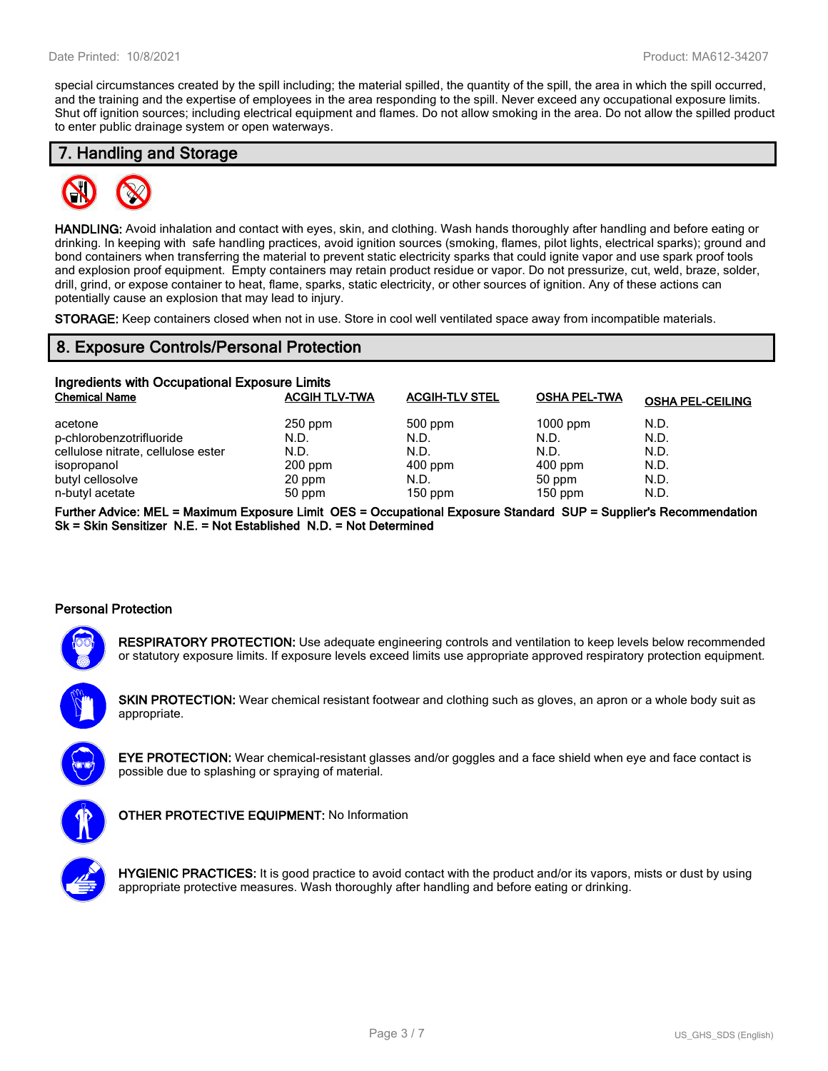special circumstances created by the spill including; the material spilled, the quantity of the spill, the area in which the spill occurred, and the training and the expertise of employees in the area responding to the spill. Never exceed any occupational exposure limits. Shut off ignition sources; including electrical equipment and flames. Do not allow smoking in the area. Do not allow the spilled product to enter public drainage system or open waterways.

## 7. Handling and Storage

**HANDLING:** Avoid inhalation and contact with eyes, skin, and clothing. Wash hands thoroughly after handling and before eating or drinking. In keeping with safe handling practices, avoid ignition sources (smoking, flames, pilot lights, electrical sparks); ground and bond containers when transferring the material to prevent static electricity sparks that could ignite vapor and use spark proof tools and explosion proof equipment. Empty containers may retain product residue or vapor. Do not pressurize, cut, weld, braze, solder, drill, grind, or expose container to heat, flame, sparks, static electricity, or other sources of ignition. Any of these actions can potentially cause an explosion that may lead to injury.

**STORAGE:** Keep containers closed when not in use. Store in cool well ventilated space away from incompatible materials.

## 8. Exposure Controls/Personal Protection

**Ingredients with Occupational Exposure Limits**

| Chemical Name | ACGIH TLV-TWA | ACGIH-TLV STEL | OSHA PEL-TWA | OSHA PEL-CEILING |
|---|---|---|---|---|
| acetone | 250 ppm | 500 ppm | 1000 ppm | N.D. |
| p-chlorobenzotrifluoride | N.D. | N.D. | N.D. | N.D. |
| cellulose nitrate, cellulose ester | N.D. | N.D. | N.D. | N.D. |
| isopropanol | 200 ppm | 400 ppm | 400 ppm | N.D. |
| butyl cellosolve | 20 ppm | N.D. | 50 ppm | N.D. |
| n-butyl acetate | 50 ppm | 150 ppm | 150 ppm | N.D. |

**Further Advice: MEL = Maximum Exposure Limit OES = Occupational Exposure Standard SUP = Supplier's Recommendation Sk = Skin Sensitizer N.E. = Not Established N.D. = Not Determined**

### Personal Protection

**RESPIRATORY PROTECTION:** Use adequate engineering controls and ventilation to keep levels below recommended or statutory exposure limits. If exposure levels exceed limits use appropriate approved respiratory protection equipment.

**SKIN PROTECTION:** Wear chemical resistant footwear and clothing such as gloves, an apron or a whole body suit as appropriate.

**EYE PROTECTION:** Wear chemical-resistant glasses and/or goggles and a face shield when eye and face contact is possible due to splashing or spraying of material.

**OTHER PROTECTIVE EQUIPMENT:** No Information

**HYGIENIC PRACTICES:** It is good practice to avoid contact with the product and/or its vapors, mists or dust by using appropriate protective measures. Wash thoroughly after handling and before eating or drinking.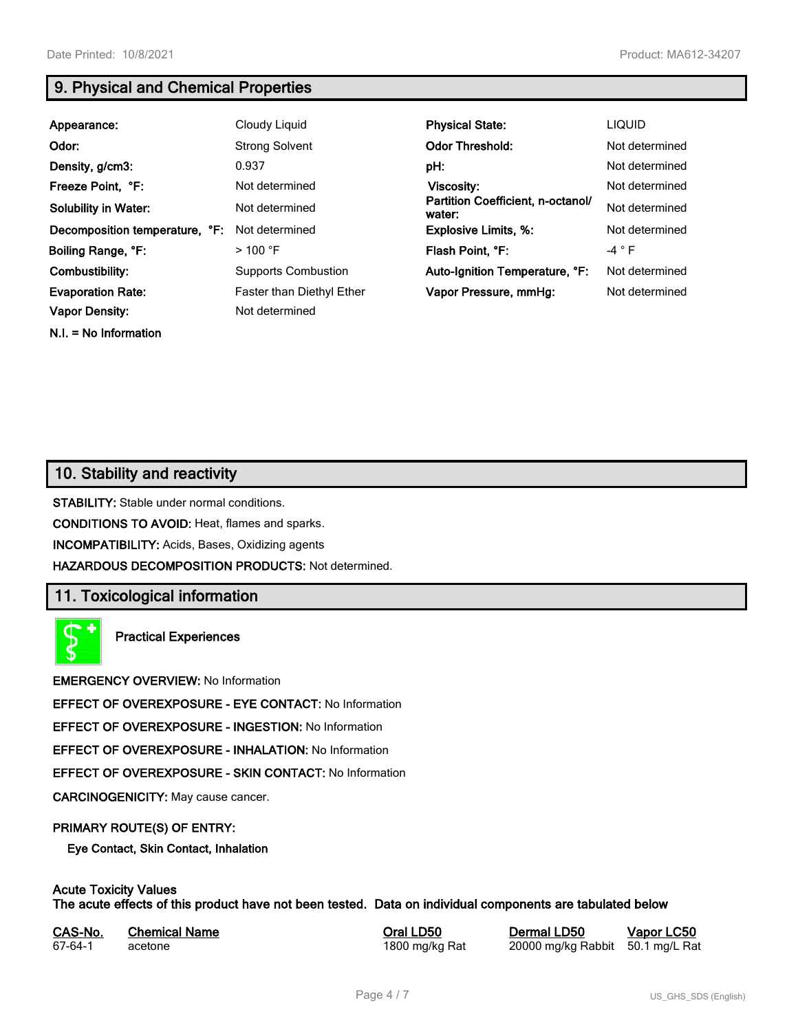## 9. Physical and Chemical Properties

| | | | |
|---|---|---|---|
| **Appearance:** | Cloudy Liquid | **Physical State:** | LIQUID |
| **Odor:** | Strong Solvent | **Odor Threshold:** | Not determined |
| **Density, g/cm3:** | 0.937 | **pH:** | Not determined |
| **Freeze Point, °F:** | Not determined | **Viscosity:** | Not determined |
| **Solubility in Water:** | Not determined | **Partition Coefficient, n-octanol/ water:** | Not determined |
| **Decomposition temperature, °F:** | Not determined | **Explosive Limits, %:** | Not determined |
| **Boiling Range, °F:** | > 100 °F | **Flash Point, °F:** | -4 ° F |
| **Combustibility:** | Supports Combustion | **Auto-Ignition Temperature, °F:** | Not determined |
| **Evaporation Rate:** | Faster than Diethyl Ether | **Vapor Pressure, mmHg:** | Not determined |
| **Vapor Density:** | Not determined | | |

**N.I. = No Information**

## 10. Stability and reactivity

**STABILITY:** Stable under normal conditions.

**CONDITIONS TO AVOID:** Heat, flames and sparks.

**INCOMPATIBILITY:** Acids, Bases, Oxidizing agents

**HAZARDOUS DECOMPOSITION PRODUCTS:** Not determined.

## 11. Toxicological information

**Practical Experiences**

**EMERGENCY OVERVIEW:** No Information

**EFFECT OF OVEREXPOSURE - EYE CONTACT:** No Information

**EFFECT OF OVEREXPOSURE - INGESTION:** No Information

**EFFECT OF OVEREXPOSURE - INHALATION:** No Information

**EFFECT OF OVEREXPOSURE - SKIN CONTACT:** No Information

**CARCINOGENICITY:** May cause cancer.

**PRIMARY ROUTE(S) OF ENTRY:**

**Eye Contact, Skin Contact, Inhalation**

**Acute Toxicity Values**
**The acute effects of this product have not been tested. Data on individual components are tabulated below**

| CAS-No. | Chemical Name | Oral LD50 | Dermal LD50 | Vapor LC50 |
|---|---|---|---|---|
| 67-64-1 | acetone | 1800 mg/kg Rat | 20000 mg/kg Rabbit | 50.1 mg/L Rat |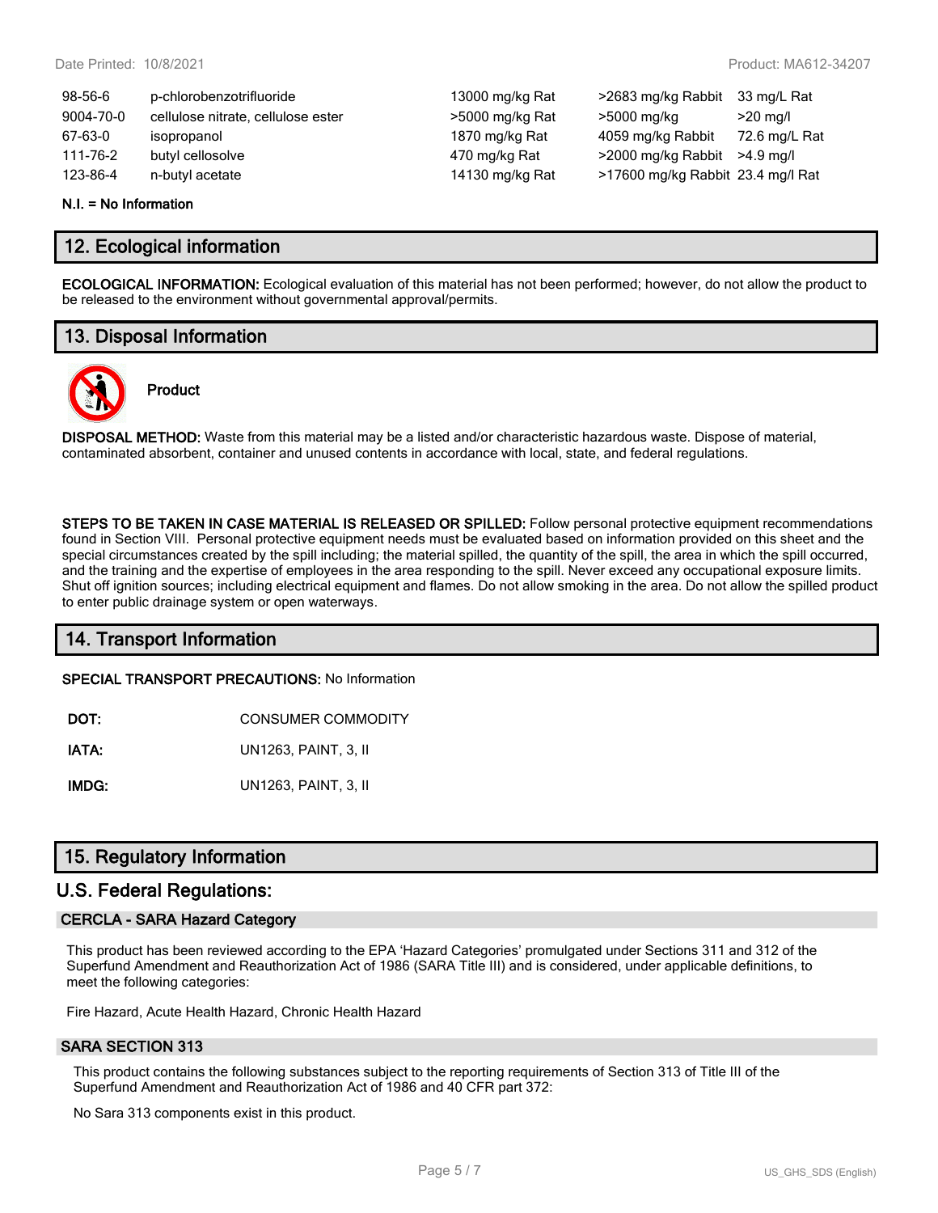| | | | | |
|---|---|---|---|---|
| 98-56-6 | p-chlorobenzotrifluoride | 13000 mg/kg Rat | >2683 mg/kg Rabbit | 33 mg/L Rat |
| 9004-70-0 | cellulose nitrate, cellulose ester | >5000 mg/kg Rat | >5000 mg/kg | >20 mg/l |
| 67-63-0 | isopropanol | 1870 mg/kg Rat | 4059 mg/kg Rabbit | 72.6 mg/L Rat |
| 111-76-2 | butyl cellosolve | 470 mg/kg Rat | >2000 mg/kg Rabbit | >4.9 mg/l |
| 123-86-4 | n-butyl acetate | 14130 mg/kg Rat | >17600 mg/kg Rabbit | 23.4 mg/l Rat |

**N.I. = No Information**

## 12. Ecological information

**ECOLOGICAL INFORMATION:** Ecological evaluation of this material has not been performed; however, do not allow the product to be released to the environment without governmental approval/permits.

## 13. Disposal Information

**Product**

**DISPOSAL METHOD:** Waste from this material may be a listed and/or characteristic hazardous waste. Dispose of material, contaminated absorbent, container and unused contents in accordance with local, state, and federal regulations.

**STEPS TO BE TAKEN IN CASE MATERIAL IS RELEASED OR SPILLED:** Follow personal protective equipment recommendations found in Section VIII. Personal protective equipment needs must be evaluated based on information provided on this sheet and the special circumstances created by the spill including; the material spilled, the quantity of the spill, the area in which the spill occurred, and the training and the expertise of employees in the area responding to the spill. Never exceed any occupational exposure limits. Shut off ignition sources; including electrical equipment and flames. Do not allow smoking in the area. Do not allow the spilled product to enter public drainage system or open waterways.

## 14. Transport Information

**SPECIAL TRANSPORT PRECAUTIONS:** No Information

**DOT:** CONSUMER COMMODITY

**IATA:** UN1263, PAINT, 3, II

**IMDG:** UN1263, PAINT, 3, II

## 15. Regulatory Information

## U.S. Federal Regulations:

### CERCLA - SARA Hazard Category

This product has been reviewed according to the EPA 'Hazard Categories' promulgated under Sections 311 and 312 of the Superfund Amendment and Reauthorization Act of 1986 (SARA Title III) and is considered, under applicable definitions, to meet the following categories:

Fire Hazard, Acute Health Hazard, Chronic Health Hazard

### SARA SECTION 313

This product contains the following substances subject to the reporting requirements of Section 313 of Title III of the Superfund Amendment and Reauthorization Act of 1986 and 40 CFR part 372:

No Sara 313 components exist in this product.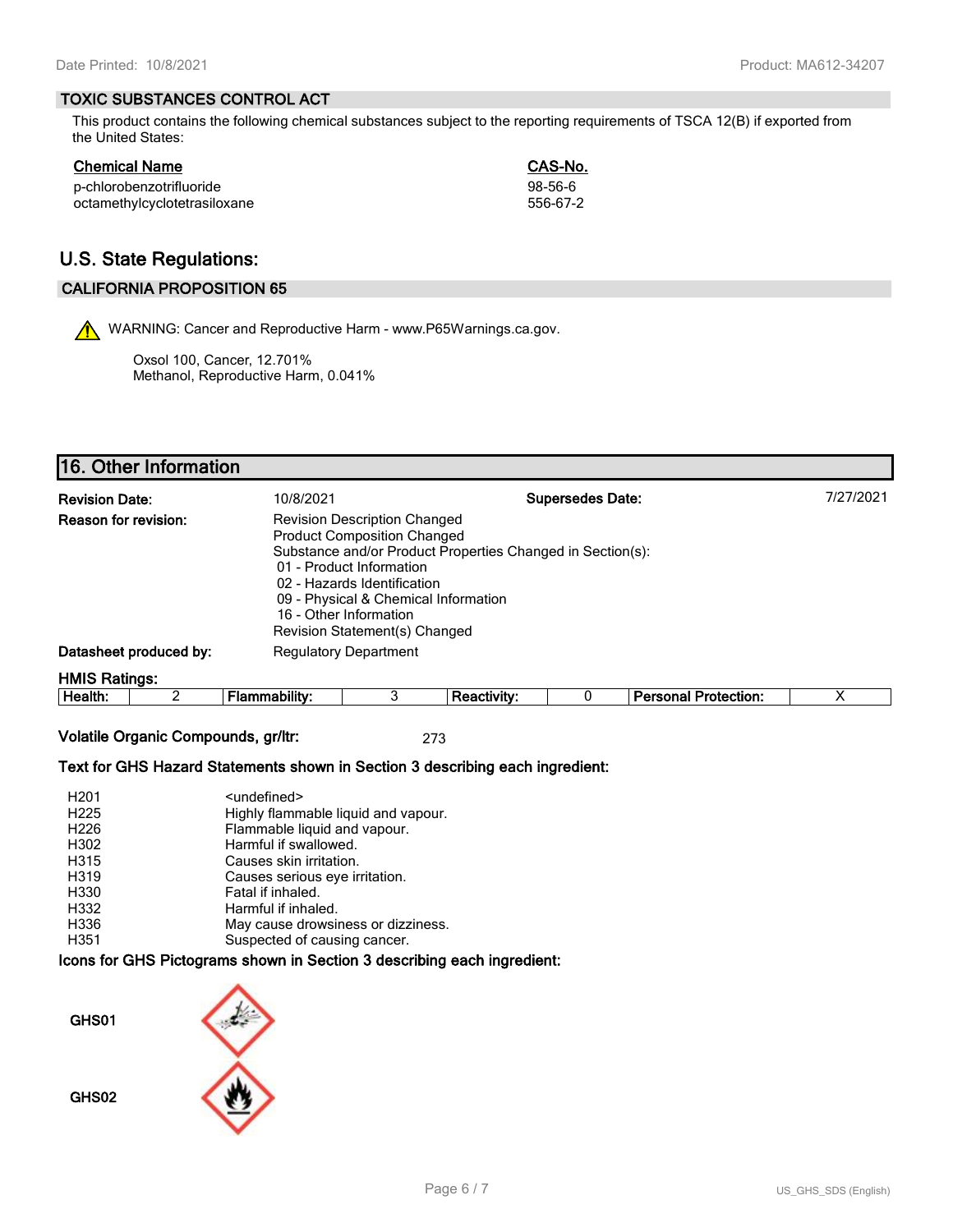## TOXIC SUBSTANCES CONTROL ACT

This product contains the following chemical substances subject to the reporting requirements of TSCA 12(B) if exported from the United States:

| Chemical Name | CAS-No. |
| --- | --- |
| p-chlorobenzotrifluoride | 98-56-6 |
| octamethylcyclotetrasiloxane | 556-67-2 |

# U.S. State Regulations:

## CALIFORNIA PROPOSITION 65

WARNING: Cancer and Reproductive Harm - www.P65Warnings.ca.gov.

Oxsol 100, Cancer, 12.701%
Methanol, Reproductive Harm, 0.041%

# 16. Other Information

**Revision Date:** 10/8/2021 **Supersedes Date:** 7/27/2021

**Reason for revision:**
Revision Description Changed
Product Composition Changed
Substance and/or Product Properties Changed in Section(s):
- 01 - Product Information
- 02 - Hazards Identification
- 09 - Physical & Chemical Information
- 16 - Other Information

Revision Statement(s) Changed

**Datasheet produced by:** Regulatory Department

**HMIS Ratings:**

| Health: | 2 | Flammability: | 3 | Reactivity: | 0 | Personal Protection: | X |
| --- | --- | --- | --- | --- | --- | --- | --- |

**Volatile Organic Compounds, gr/ltr:** 273

**Text for GHS Hazard Statements shown in Section 3 describing each ingredient:**

| | |
| --- | --- |
| H201 | <undefined> |
| H225 | Highly flammable liquid and vapour. |
| H226 | Flammable liquid and vapour. |
| H302 | Harmful if swallowed. |
| H315 | Causes skin irritation. |
| H319 | Causes serious eye irritation. |
| H330 | Fatal if inhaled. |
| H332 | Harmful if inhaled. |
| H336 | May cause drowsiness or dizziness. |
| H351 | Suspected of causing cancer. |

**Icons for GHS Pictograms shown in Section 3 describing each ingredient:**

GHS01

GHS02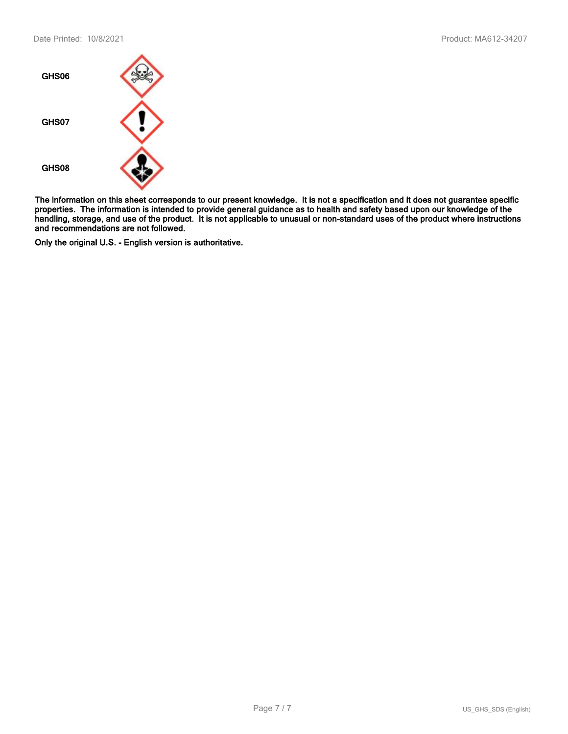GHS06

GHS07

GHS08

**The information on this sheet corresponds to our present knowledge. It is not a specification and it does not guarantee specific properties. The information is intended to provide general guidance as to health and safety based upon our knowledge of the handling, storage, and use of the product. It is not applicable to unusual or non-standard uses of the product where instructions and recommendations are not followed.**

**Only the original U.S. - English version is authoritative.**